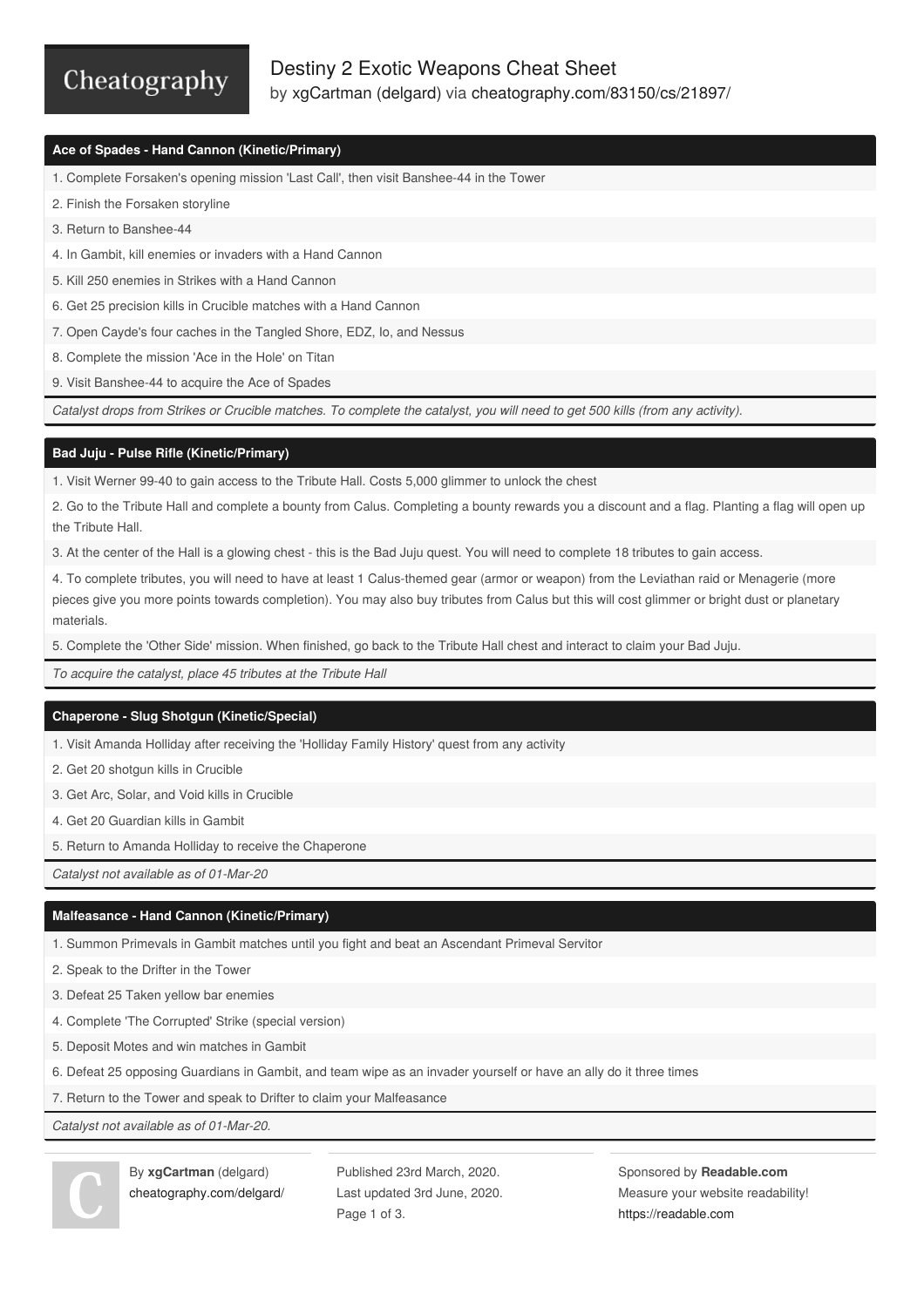# Destiny 2 Exotic Weapons Cheat Sheet

by xgCartman (delgard) via cheatography.com/83150/cs/21897/

## Ace of Spades - Hand Cannon (Kinetic/Primary)

1. Complete Forsaken's opening mission 'Last Call', then visit Banshee-44 in the Tower
2. Finish the Forsaken storyline
3. Return to Banshee-44
4. In Gambit, kill enemies or invaders with a Hand Cannon
5. Kill 250 enemies in Strikes with a Hand Cannon
6. Get 25 precision kills in Crucible matches with a Hand Cannon
7. Open Cayde's four caches in the Tangled Shore, EDZ, Io, and Nessus
8. Complete the mission 'Ace in the Hole' on Titan
9. Visit Banshee-44 to acquire the Ace of Spades

*Catalyst drops from Strikes or Crucible matches. To complete the catalyst, you will need to get 500 kills (from any activity).*

## Bad Juju - Pulse Rifle (Kinetic/Primary)

1. Visit Werner 99-40 to gain access to the Tribute Hall. Costs 5,000 glimmer to unlock the chest
2. Go to the Tribute Hall and complete a bounty from Calus. Completing a bounty rewards you a discount and a flag. Planting a flag will open up the Tribute Hall.
3. At the center of the Hall is a glowing chest - this is the Bad Juju quest. You will need to complete 18 tributes to gain access.
4. To complete tributes, you will need to have at least 1 Calus-themed gear (armor or weapon) from the Leviathan raid or Menagerie (more pieces give you more points towards completion). You may also buy tributes from Calus but this will cost glimmer or bright dust or planetary materials.
5. Complete the 'Other Side' mission. When finished, go back to the Tribute Hall chest and interact to claim your Bad Juju.

*To acquire the catalyst, place 45 tributes at the Tribute Hall*

## Chaperone - Slug Shotgun (Kinetic/Special)

1. Visit Amanda Holliday after receiving the 'Holliday Family History' quest from any activity
2. Get 20 shotgun kills in Crucible
3. Get Arc, Solar, and Void kills in Crucible
4. Get 20 Guardian kills in Gambit
5. Return to Amanda Holliday to receive the Chaperone

*Catalyst not available as of 01-Mar-20*

## Malfeasance - Hand Cannon (Kinetic/Primary)

1. Summon Primevals in Gambit matches until you fight and beat an Ascendant Primeval Servitor
2. Speak to the Drifter in the Tower
3. Defeat 25 Taken yellow bar enemies
4. Complete 'The Corrupted' Strike (special version)
5. Deposit Motes and win matches in Gambit
6. Defeat 25 opposing Guardians in Gambit, and team wipe as an invader yourself or have an ally do it three times
7. Return to the Tower and speak to Drifter to claim your Malfeasance

*Catalyst not available as of 01-Mar-20.*

By **xgCartman** (delgard)
cheatography.com/delgard/

Published 23rd March, 2020.
Last updated 3rd June, 2020.

Sponsored by **Readable.com**
Measure your website readability!
https://readable.com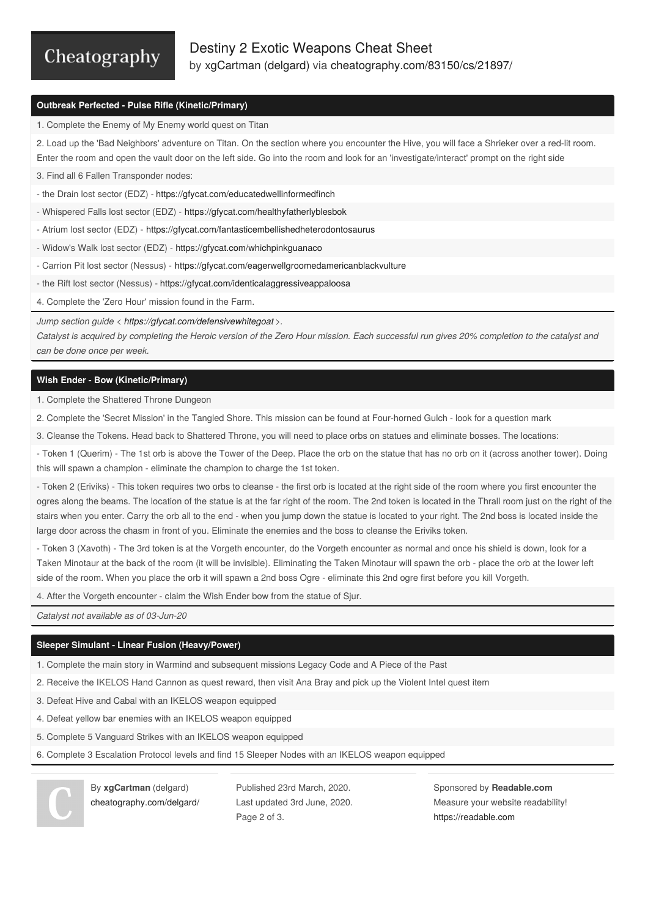## Outbreak Perfected - Pulse Rifle (Kinetic/Primary)

1. Complete the Enemy of My Enemy world quest on Titan
2. Load up the 'Bad Neighbors' adventure on Titan. On the section where you encounter the Hive, you will face a Shrieker over a red-lit room. Enter the room and open the vault door on the left side. Go into the room and look for an 'investigate/interact' prompt on the right side
3. Find all 6 Fallen Transponder nodes:

- the Drain lost sector (EDZ) - https://gfycat.com/educatedwellinformedfinch
- Whispered Falls lost sector (EDZ) - https://gfycat.com/healthyfatherlyblesbok
- Atrium lost sector (EDZ) - https://gfycat.com/fantasticembellishedheterodontosaurus
- Widow's Walk lost sector (EDZ) - https://gfycat.com/whichpinkguanaco
- Carrion Pit lost sector (Nessus) - https://gfycat.com/eagerwellgroomedamericanblackvulture
- the Rift lost sector (Nessus) - https://gfycat.com/identicalaggressiveappaloosa

4. Complete the 'Zero Hour' mission found in the Farm.

*Jump section guide < https://gfycat.com/defensivewhitegoat >.*
*Catalyst is acquired by completing the Heroic version of the Zero Hour mission. Each successful run gives 20% completion to the catalyst and can be done once per week.*

## Wish Ender - Bow (Kinetic/Primary)

1. Complete the Shattered Throne Dungeon
2. Complete the 'Secret Mission' in the Tangled Shore. This mission can be found at Four-horned Gulch - look for a question mark
3. Cleanse the Tokens. Head back to Shattered Throne, you will need to place orbs on statues and eliminate bosses. The locations:

- Token 1 (Querim) - The 1st orb is above the Tower of the Deep. Place the orb on the statue that has no orb on it (across another tower). Doing this will spawn a champion - eliminate the champion to charge the 1st token.
- Token 2 (Eriviks) - This token requires two orbs to cleanse - the first orb is located at the right side of the room where you first encounter the ogres along the beams. The location of the statue is at the far right of the room. The 2nd token is located in the Thrall room just on the right of the stairs when you enter. Carry the orb all to the end - when you jump down the statue is located to your right. The 2nd boss is located inside the large door across the chasm in front of you. Eliminate the enemies and the boss to cleanse the Eriviks token.
- Token 3 (Xavoth) - The 3rd token is at the Vorgeth encounter, do the Vorgeth encounter as normal and once his shield is down, look for a Taken Minotaur at the back of the room (it will be invisible). Eliminating the Taken Minotaur will spawn the orb - place the orb at the lower left side of the room. When you place the orb it will spawn a 2nd boss Ogre - eliminate this 2nd ogre first before you kill Vorgeth.

4. After the Vorgeth encounter - claim the Wish Ender bow from the statue of Sjur.

*Catalyst not available as of 03-Jun-20*

## Sleeper Simulant - Linear Fusion (Heavy/Power)

1. Complete the main story in Warmind and subsequent missions Legacy Code and A Piece of the Past
2. Receive the IKELOS Hand Cannon as quest reward, then visit Ana Bray and pick up the Violent Intel quest item
3. Defeat Hive and Cabal with an IKELOS weapon equipped
4. Defeat yellow bar enemies with an IKELOS weapon equipped
5. Complete 5 Vanguard Strikes with an IKELOS weapon equipped
6. Complete 3 Escalation Protocol levels and find 15 Sleeper Nodes with an IKELOS weapon equipped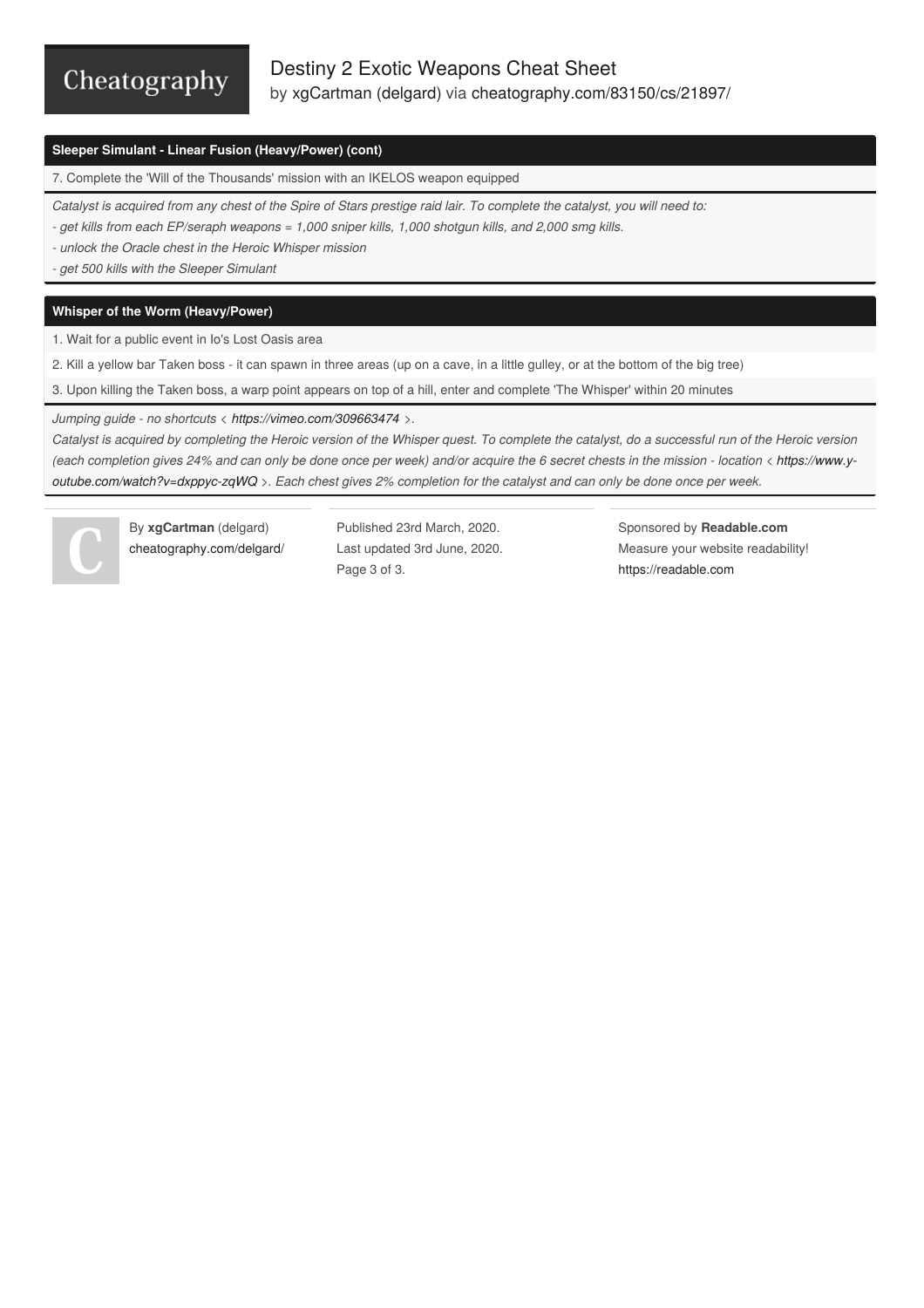## Sleeper Simulant - Linear Fusion (Heavy/Power) (cont)

7. Complete the 'Will of the Thousands' mission with an IKELOS weapon equipped

*Catalyst is acquired from any chest of the Spire of Stars prestige raid lair. To complete the catalyst, you will need to:*

*- get kills from each EP/seraph weapons = 1,000 sniper kills, 1,000 shotgun kills, and 2,000 smg kills.*

*- unlock the Oracle chest in the Heroic Whisper mission*

*- get 500 kills with the Sleeper Simulant*

## Whisper of the Worm (Heavy/Power)

1. Wait for a public event in Io's Lost Oasis area

2. Kill a yellow bar Taken boss - it can spawn in three areas (up on a cave, in a little gulley, or at the bottom of the big tree)

3. Upon killing the Taken boss, a warp point appears on top of a hill, enter and complete 'The Whisper' within 20 minutes

*Jumping guide - no shortcuts < https://vimeo.com/309663474 >.*

*Catalyst is acquired by completing the Heroic version of the Whisper quest. To complete the catalyst, do a successful run of the Heroic version (each completion gives 24% and can only be done once per week) and/or acquire the 6 secret chests in the mission - location < https://www.youtube.com/watch?v=dxppyc-zqWQ >. Each chest gives 2% completion for the catalyst and can only be done once per week.*

By **xgCartman** (delgard)
cheatography.com/delgard/

Published 23rd March, 2020.
Last updated 3rd June, 2020.

Sponsored by **Readable.com**
Measure your website readability!
https://readable.com